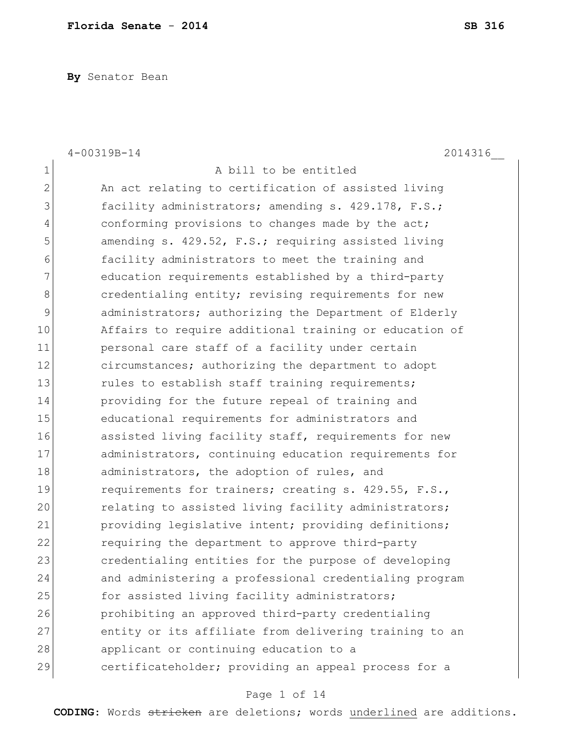**By** Senator Bean

4-00319B-14 2014316__

A bill to be entitled

An act relating to certification of assisted living facility administrators; amending s. 429.178, F.S.; conforming provisions to changes made by the act; amending s. 429.52, F.S.; requiring assisted living facility administrators to meet the training and education requirements established by a third-party credentialing entity; revising requirements for new administrators; authorizing the Department of Elderly Affairs to require additional training or education of personal care staff of a facility under certain circumstances; authorizing the department to adopt rules to establish staff training requirements; providing for the future repeal of training and educational requirements for administrators and assisted living facility staff, requirements for new administrators, continuing education requirements for administrators, the adoption of rules, and requirements for trainers; creating s. 429.55, F.S., relating to assisted living facility administrators; providing legislative intent; providing definitions; requiring the department to approve third-party credentialing entities for the purpose of developing and administering a professional credentialing program for assisted living facility administrators; prohibiting an approved third-party credentialing entity or its affiliate from delivering training to an applicant or continuing education to a certificateholder; providing an appeal process for a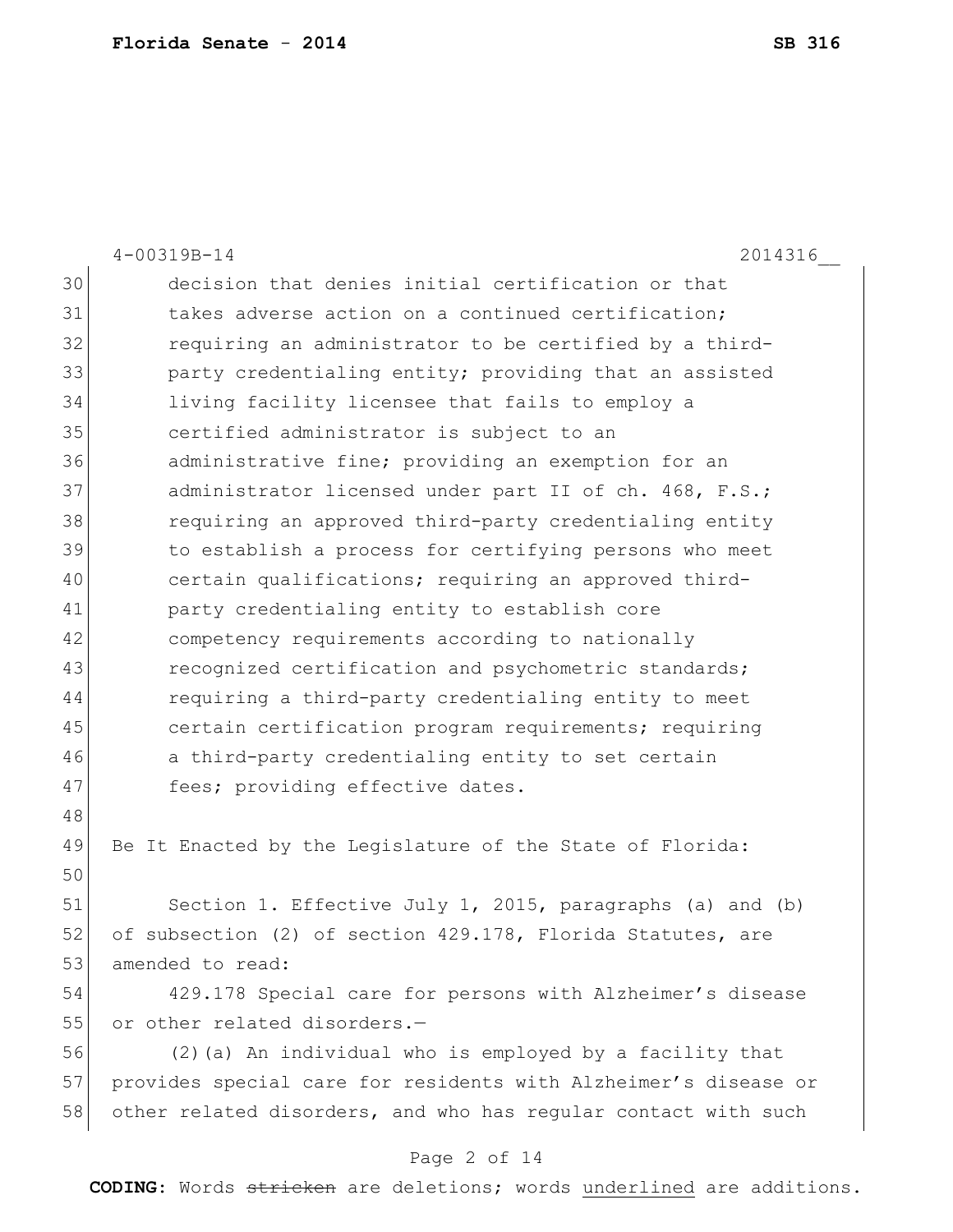decision that denies initial certification or that takes adverse action on a continued certification; requiring an administrator to be certified by a third-party credentialing entity; providing that an assisted living facility licensee that fails to employ a certified administrator is subject to an administrative fine; providing an exemption for an administrator licensed under part II of ch. 468, F.S.; requiring an approved third-party credentialing entity to establish a process for certifying persons who meet certain qualifications; requiring an approved third-party credentialing entity to establish core competency requirements according to nationally recognized certification and psychometric standards; requiring a third-party credentialing entity to meet certain certification program requirements; requiring a third-party credentialing entity to set certain fees; providing effective dates.

Be It Enacted by the Legislature of the State of Florida:

Section 1. Effective July 1, 2015, paragraphs (a) and (b) of subsection (2) of section 429.178, Florida Statutes, are amended to read:

429.178 Special care for persons with Alzheimer's disease or other related disorders.—

(2)(a) An individual who is employed by a facility that provides special care for residents with Alzheimer's disease or other related disorders, and who has regular contact with such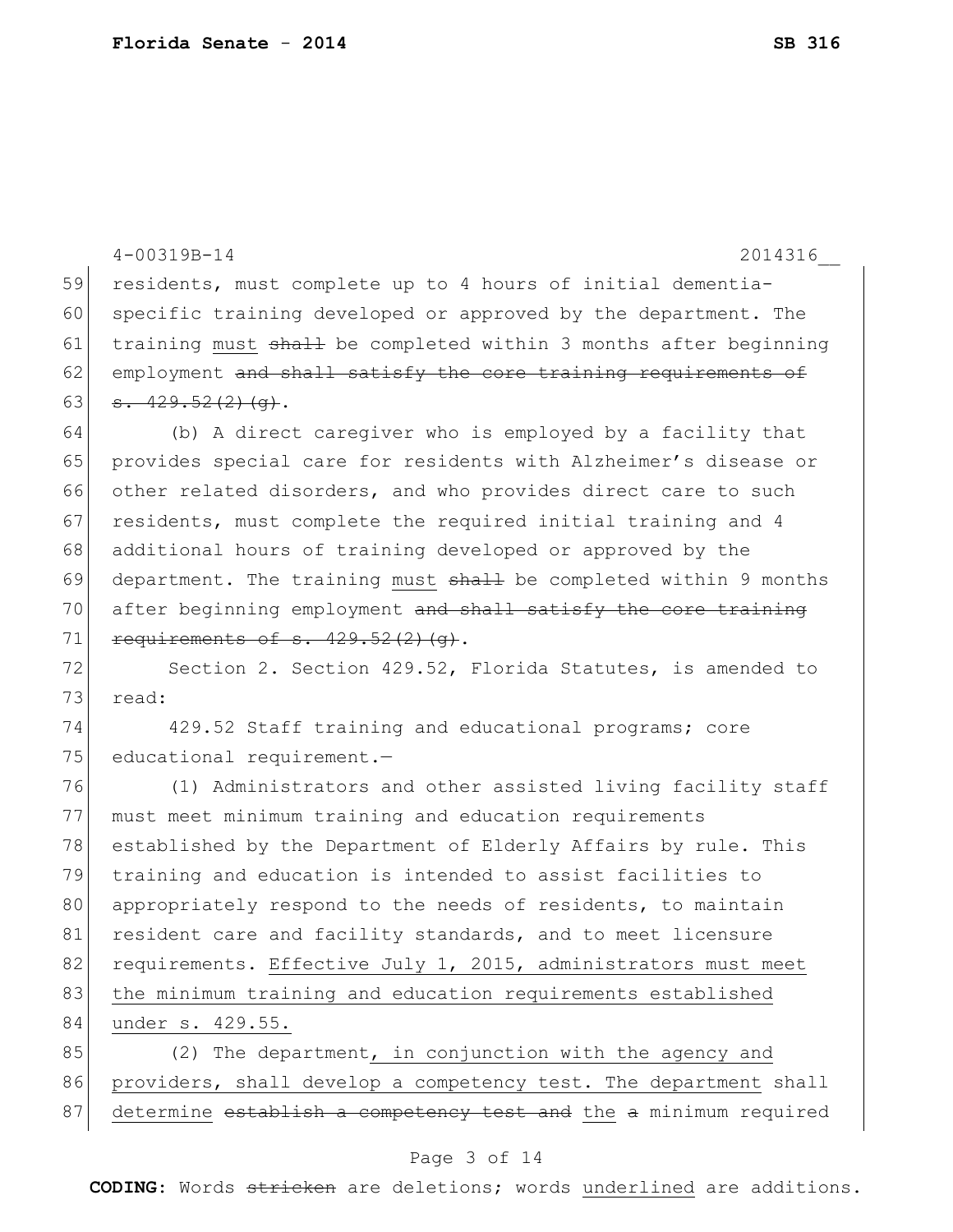residents, must complete up to 4 hours of initial dementia-specific training developed or approved by the department. The training <u>must</u> ~~shall~~ be completed within 3 months after beginning employment ~~and shall satisfy the core training requirements of s. 429.52(2)(g)~~.

(b) A direct caregiver who is employed by a facility that provides special care for residents with Alzheimer's disease or other related disorders, and who provides direct care to such residents, must complete the required initial training and 4 additional hours of training developed or approved by the department. The training <u>must</u> ~~shall~~ be completed within 9 months after beginning employment ~~and shall satisfy the core training requirements of s. 429.52(2)(g)~~.

Section 2. Section 429.52, Florida Statutes, is amended to read:

429.52 Staff training and educational programs; core educational requirement.—

(1) Administrators and other assisted living facility staff must meet minimum training and education requirements established by the Department of Elderly Affairs by rule. This training and education is intended to assist facilities to appropriately respond to the needs of residents, to maintain resident care and facility standards, and to meet licensure requirements. <u>Effective July 1, 2015, administrators must meet the minimum training and education requirements established under s. 429.55.</u>

(2) The department<u>, in conjunction with the agency and providers, shall develop a competency test. The department</u> shall <u>determine</u> ~~establish a competency test and~~ <u>the</u> ~~a~~ minimum required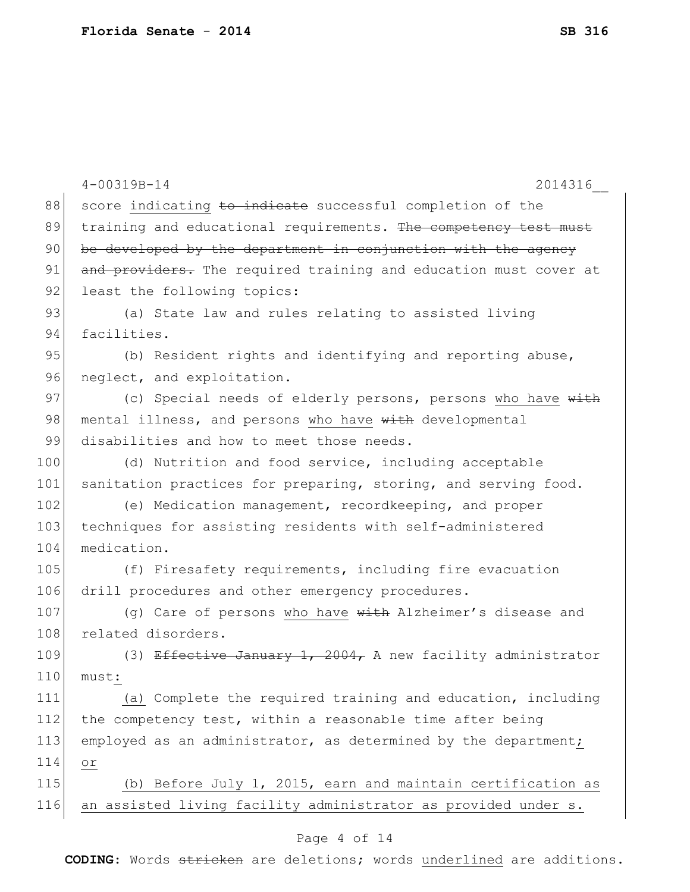score indicating ~~to indicate~~ successful completion of the training and educational requirements. ~~The competency test must be developed by the department in conjunction with the agency and providers.~~ The required training and education must cover at least the following topics:

(a) State law and rules relating to assisted living facilities.

(b) Resident rights and identifying and reporting abuse, neglect, and exploitation.

(c) Special needs of elderly persons, persons who have ~~with~~ mental illness, and persons who have ~~with~~ developmental disabilities and how to meet those needs.

(d) Nutrition and food service, including acceptable sanitation practices for preparing, storing, and serving food.

(e) Medication management, recordkeeping, and proper techniques for assisting residents with self-administered medication.

(f) Firesafety requirements, including fire evacuation drill procedures and other emergency procedures.

(g) Care of persons who have ~~with~~ Alzheimer's disease and related disorders.

(3) ~~Effective January 1, 2004,~~ A new facility administrator must:

(a) Complete the required training and education, including the competency test, within a reasonable time after being employed as an administrator, as determined by the department; or

(b) Before July 1, 2015, earn and maintain certification as an assisted living facility administrator as provided under s.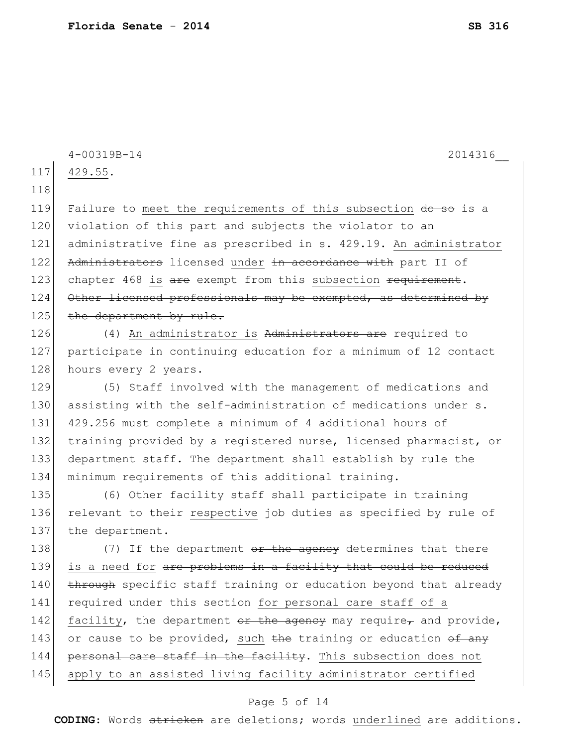429.55.

Failure to meet the requirements of this subsection ~~do so~~ is a violation of this part and subjects the violator to an administrative fine as prescribed in s. 429.19. An administrator ~~Administrators~~ licensed under ~~in accordance with~~ part II of chapter 468 is ~~are~~ exempt from this subsection ~~requirement~~. ~~Other licensed professionals may be exempted, as determined by the department by rule.~~

(4) An administrator is ~~Administrators are~~ required to participate in continuing education for a minimum of 12 contact hours every 2 years.

(5) Staff involved with the management of medications and assisting with the self-administration of medications under s. 429.256 must complete a minimum of 4 additional hours of training provided by a registered nurse, licensed pharmacist, or department staff. The department shall establish by rule the minimum requirements of this additional training.

(6) Other facility staff shall participate in training relevant to their respective job duties as specified by rule of the department.

(7) If the department ~~or the agency~~ determines that there is a need for ~~are problems in a facility that could be reduced through~~ specific staff training or education beyond that already required under this section for personal care staff of a facility, the department ~~or the agency~~ may require~~,~~ and provide, or cause to be provided, such ~~the~~ training or education ~~of any personal care staff in the facility~~. This subsection does not apply to an assisted living facility administrator certified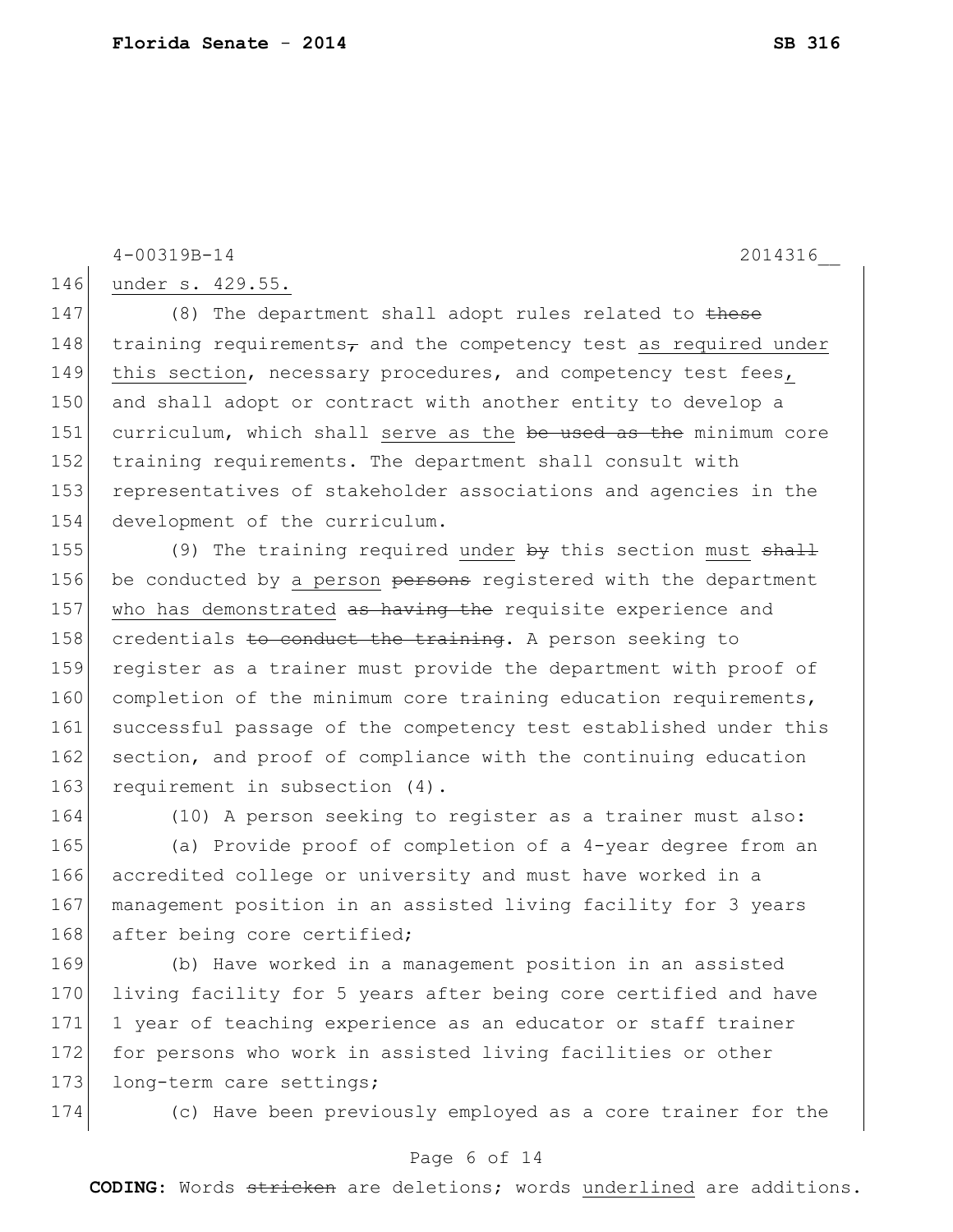under s. 429.55.

(8) The department shall adopt rules related to ~~these~~ training requirements~~,~~ and the competency test as required under this section, necessary procedures, and competency test fees, and shall adopt or contract with another entity to develop a curriculum, which shall serve as the ~~be used as the~~ minimum core training requirements. The department shall consult with representatives of stakeholder associations and agencies in the development of the curriculum.

(9) The training required under ~~by~~ this section must ~~shall~~ be conducted by a person ~~persons~~ registered with the department who has demonstrated ~~as having the~~ requisite experience and credentials ~~to conduct the training~~. A person seeking to register as a trainer must provide the department with proof of completion of the minimum core training education requirements, successful passage of the competency test established under this section, and proof of compliance with the continuing education requirement in subsection (4).

(10) A person seeking to register as a trainer must also:

(a) Provide proof of completion of a 4-year degree from an accredited college or university and must have worked in a management position in an assisted living facility for 3 years after being core certified;

(b) Have worked in a management position in an assisted living facility for 5 years after being core certified and have 1 year of teaching experience as an educator or staff trainer for persons who work in assisted living facilities or other long-term care settings;

(c) Have been previously employed as a core trainer for the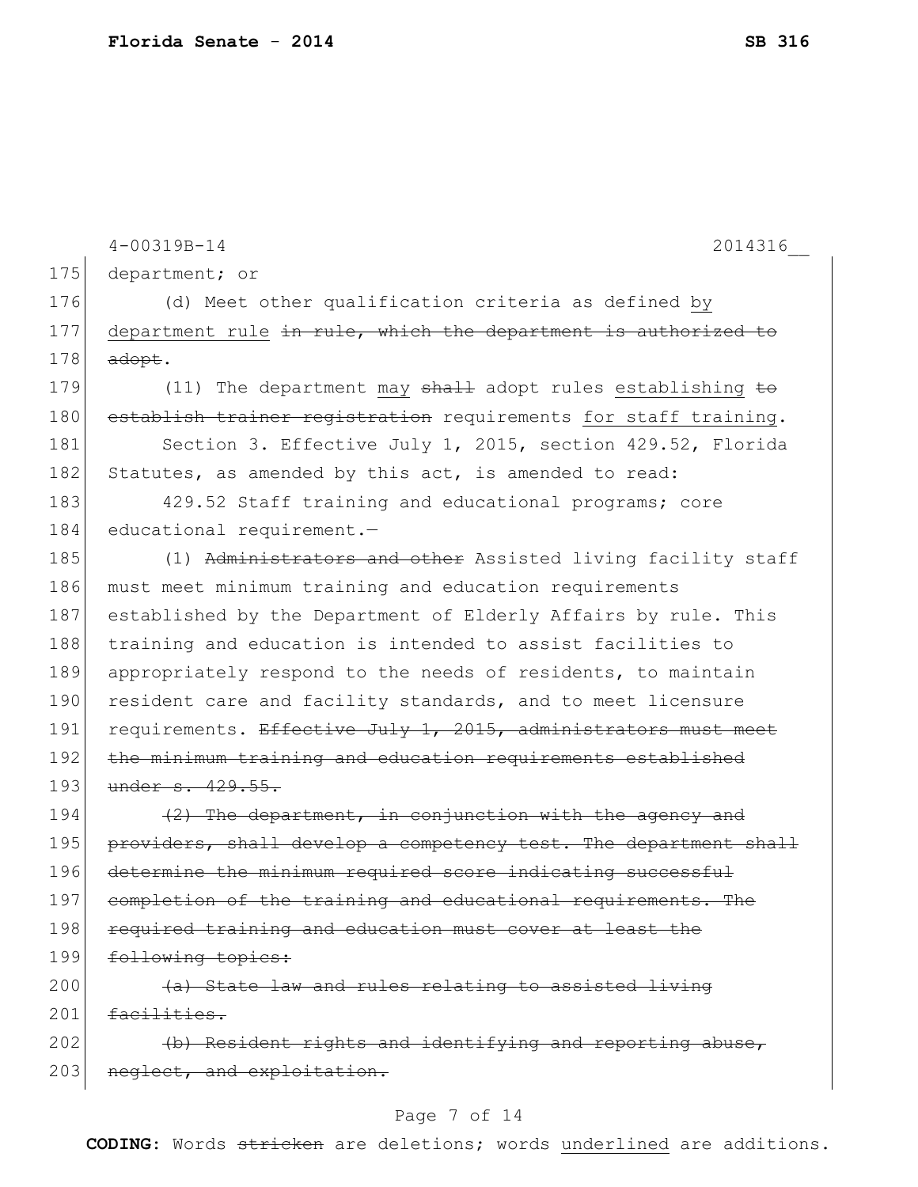4-00319B-14 2014316__

175 department; or

176 (d) Meet other qualification criteria as defined by

177 department rule ~~in rule, which the department is authorized to~~

178 ~~adopt~~.

179 (11) The department may ~~shall~~ adopt rules establishing ~~to~~

180 ~~establish trainer registration~~ requirements for staff training.

181 Section 3. Effective July 1, 2015, section 429.52, Florida

182 Statutes, as amended by this act, is amended to read:

183 429.52 Staff training and educational programs; core

184 educational requirement.—

185 (1) ~~Administrators and other~~ Assisted living facility staff

186 must meet minimum training and education requirements

187 established by the Department of Elderly Affairs by rule. This

188 training and education is intended to assist facilities to

189 appropriately respond to the needs of residents, to maintain

190 resident care and facility standards, and to meet licensure

191 requirements. ~~Effective July 1, 2015, administrators must meet~~

192 ~~the minimum training and education requirements established~~

193 ~~under s. 429.55.~~

194 ~~(2) The department, in conjunction with the agency and~~

195 ~~providers, shall develop a competency test. The department shall~~

196 ~~determine the minimum required score indicating successful~~

197 ~~completion of the training and educational requirements. The~~

198 ~~required training and education must cover at least the~~

199 ~~following topics:~~

200 ~~(a) State law and rules relating to assisted living~~

201 ~~facilities.~~

202 ~~(b) Resident rights and identifying and reporting abuse,~~

203 ~~neglect, and exploitation.~~

**CODING:** Words ~~stricken~~ are deletions; words underlined are additions.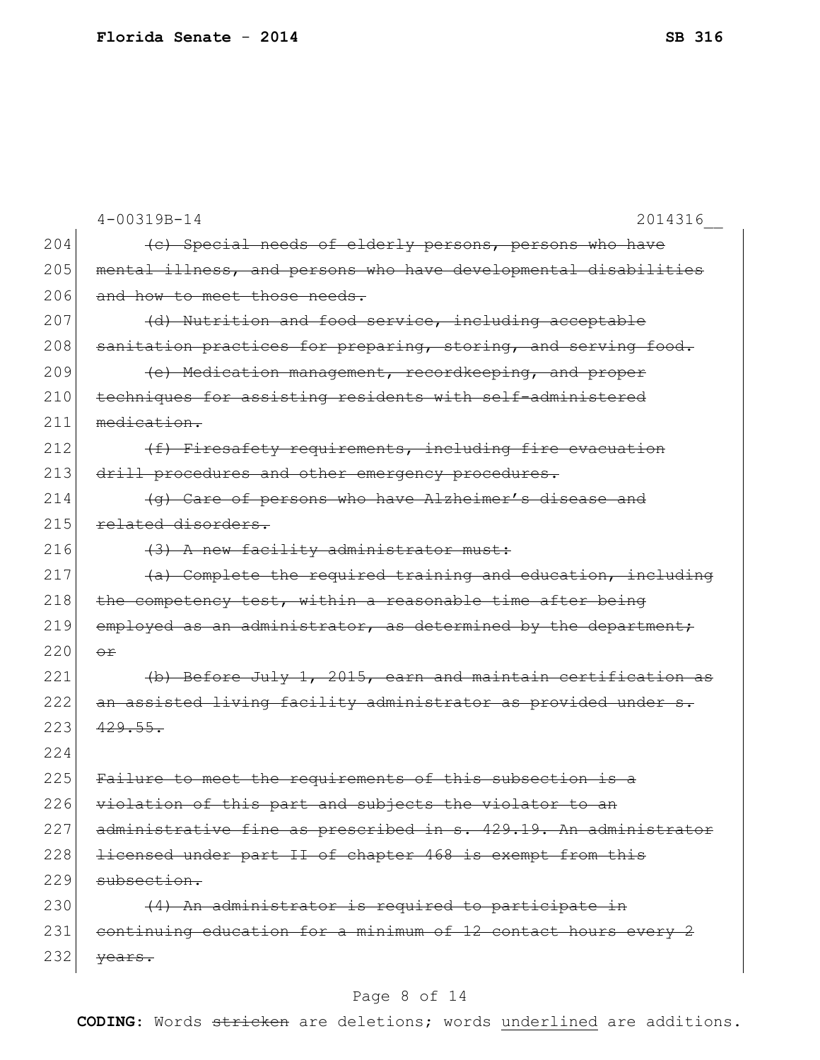4-00319B-14 2014316__

204 ~~(c) Special needs of elderly persons, persons who have~~
205 ~~mental illness, and persons who have developmental disabilities~~
206 ~~and how to meet those needs.~~
207 ~~(d) Nutrition and food service, including acceptable~~
208 ~~sanitation practices for preparing, storing, and serving food.~~
209 ~~(e) Medication management, recordkeeping, and proper~~
210 ~~techniques for assisting residents with self-administered~~
211 ~~medication.~~
212 ~~(f) Firesafety requirements, including fire evacuation~~
213 ~~drill procedures and other emergency procedures.~~
214 ~~(g) Care of persons who have Alzheimer's disease and~~
215 ~~related disorders.~~
216 ~~(3) A new facility administrator must:~~
217 ~~(a) Complete the required training and education, including~~
218 ~~the competency test, within a reasonable time after being~~
219 ~~employed as an administrator, as determined by the department;~~
220 ~~or~~
221 ~~(b) Before July 1, 2015, earn and maintain certification as~~
222 ~~an assisted living facility administrator as provided under s.~~
223 ~~429.55.~~
224
225 ~~Failure to meet the requirements of this subsection is a~~
226 ~~violation of this part and subjects the violator to an~~
227 ~~administrative fine as prescribed in s. 429.19. An administrator~~
228 ~~licensed under part II of chapter 468 is exempt from this~~
229 ~~subsection.~~
230 ~~(4) An administrator is required to participate in~~
231 ~~continuing education for a minimum of 12 contact hours every 2~~
232 ~~years.~~

**CODING:** Words ~~stricken~~ are deletions; words <u>underlined</u> are additions.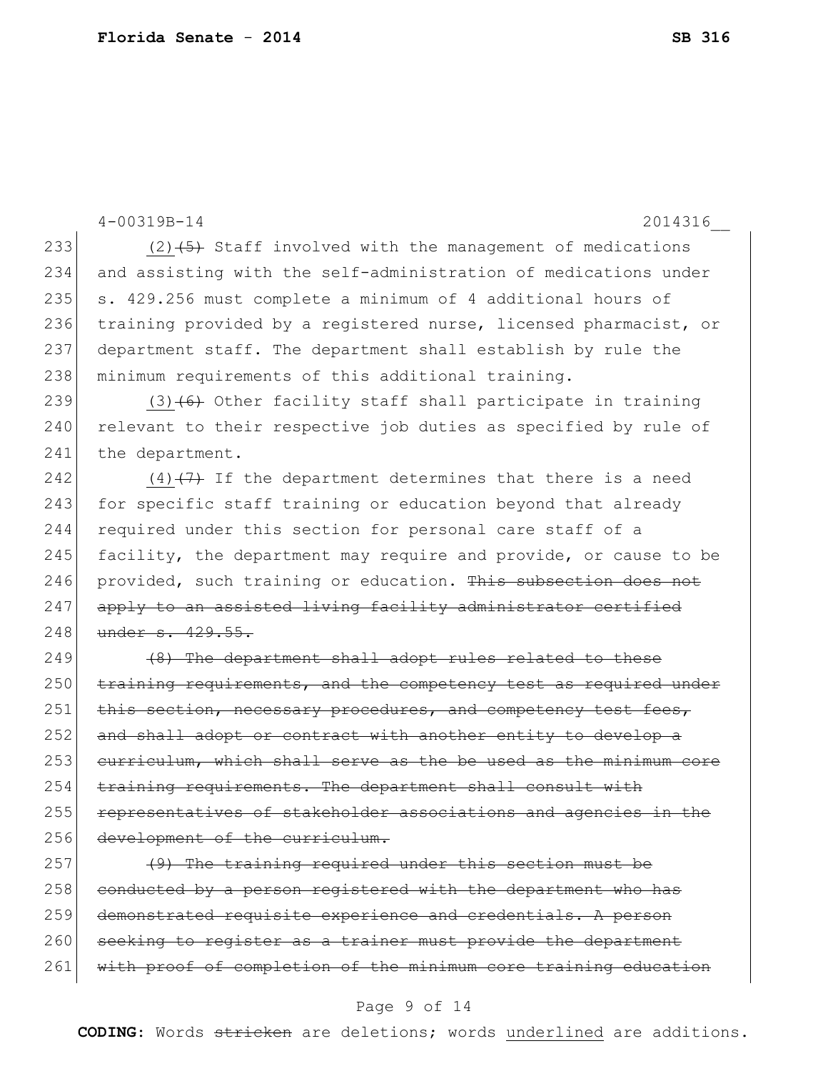(2) ~~(5)~~ Staff involved with the management of medications and assisting with the self-administration of medications under s. 429.256 must complete a minimum of 4 additional hours of training provided by a registered nurse, licensed pharmacist, or department staff. The department shall establish by rule the minimum requirements of this additional training.

(3) ~~(6)~~ Other facility staff shall participate in training relevant to their respective job duties as specified by rule of the department.

(4) ~~(7)~~ If the department determines that there is a need for specific staff training or education beyond that already required under this section for personal care staff of a facility, the department may require and provide, or cause to be provided, such training or education. ~~This subsection does not apply to an assisted living facility administrator certified under s. 429.55.~~

~~(8) The department shall adopt rules related to these training requirements, and the competency test as required under this section, necessary procedures, and competency test fees, and shall adopt or contract with another entity to develop a curriculum, which shall serve as the be used as the minimum core training requirements. The department shall consult with representatives of stakeholder associations and agencies in the development of the curriculum.~~

~~(9) The training required under this section must be conducted by a person registered with the department who has demonstrated requisite experience and credentials. A person seeking to register as a trainer must provide the department with proof of completion of the minimum core training education~~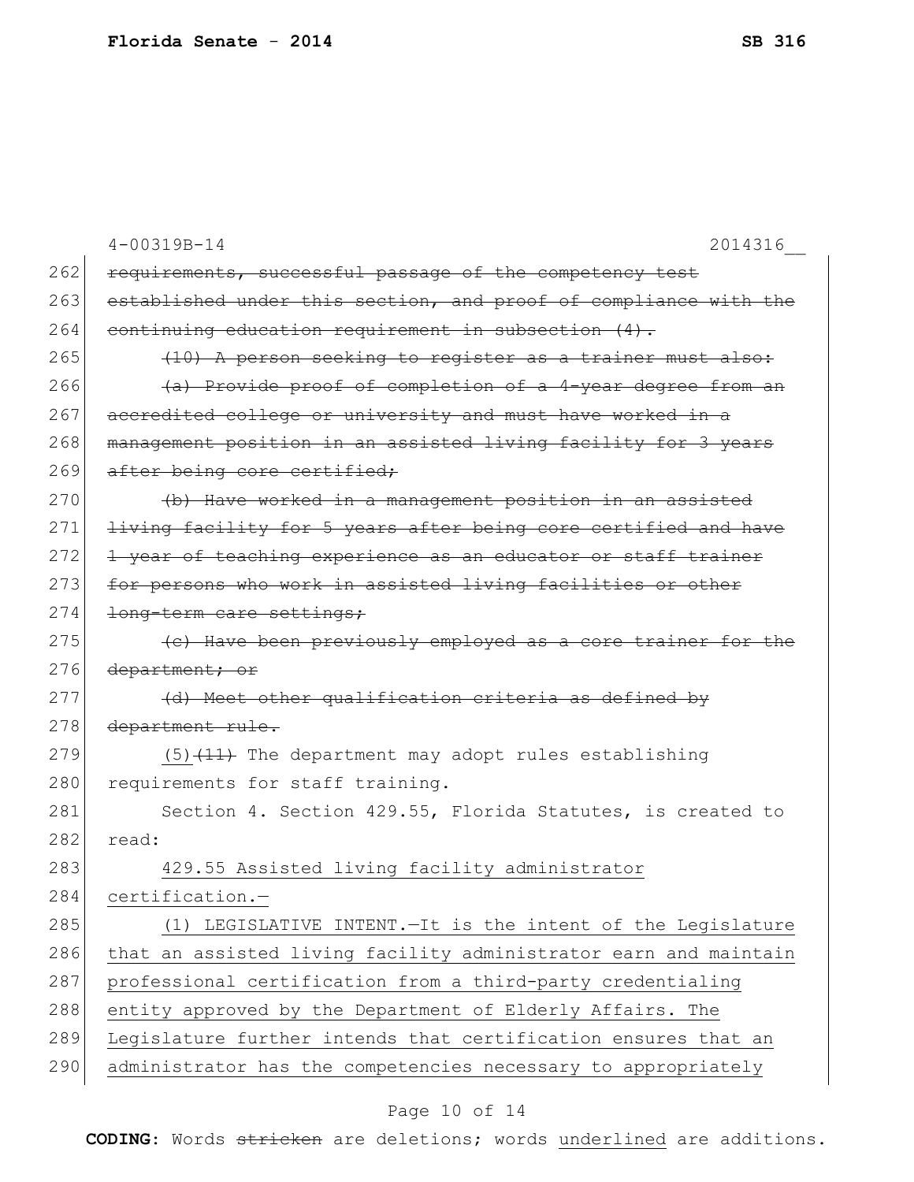~~requirements, successful passage of the competency test established under this section, and proof of compliance with the continuing education requirement in subsection (4).~~

~~(10) A person seeking to register as a trainer must also:~~

~~(a) Provide proof of completion of a 4-year degree from an accredited college or university and must have worked in a management position in an assisted living facility for 3 years after being core certified;~~

~~(b) Have worked in a management position in an assisted living facility for 5 years after being core certified and have 1 year of teaching experience as an educator or staff trainer for persons who work in assisted living facilities or other long-term care settings;~~

~~(c) Have been previously employed as a core trainer for the department; or~~

~~(d) Meet other qualification criteria as defined by department rule.~~

<u>(5)</u>~~(11)~~ The department may adopt rules establishing requirements for staff training.

Section 4. Section 429.55, Florida Statutes, is created to read:

<u>429.55 Assisted living facility administrator certification.—</u>

<u>(1) LEGISLATIVE INTENT.—It is the intent of the Legislature that an assisted living facility administrator earn and maintain professional certification from a third-party credentialing entity approved by the Department of Elderly Affairs. The Legislature further intends that certification ensures that an administrator has the competencies necessary to appropriately</u>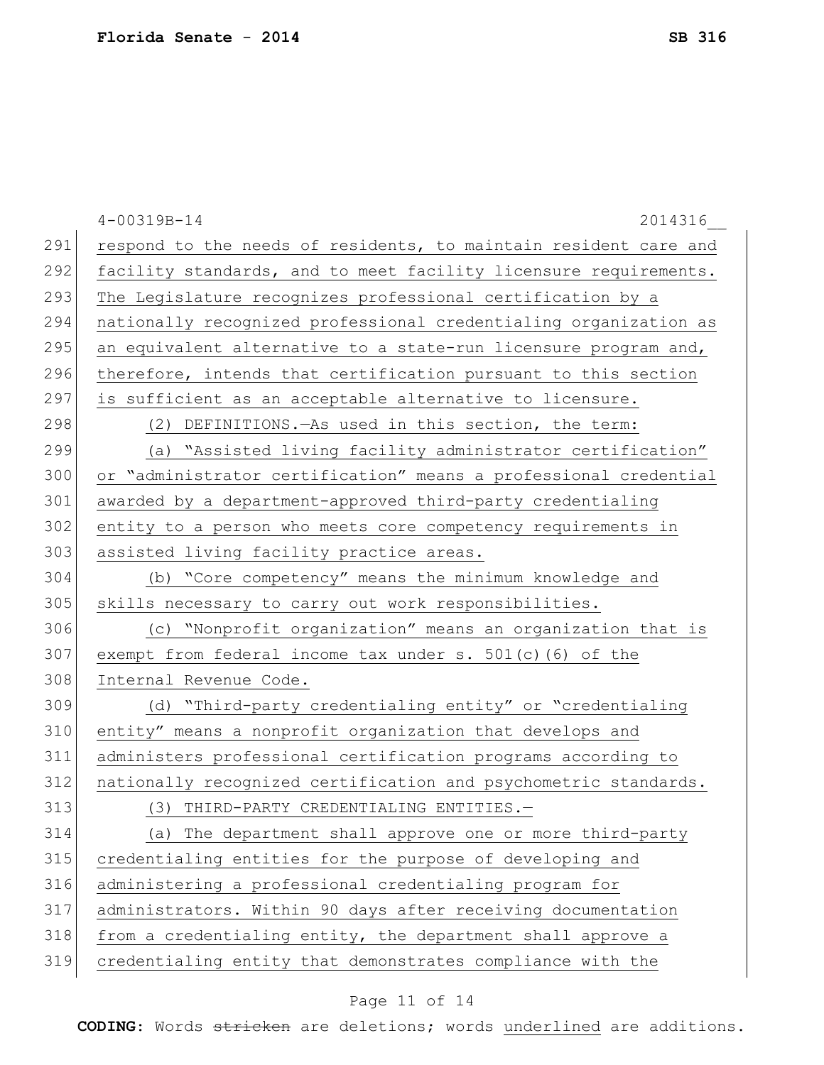4-00319B-14 2014316__

291 respond to the needs of residents, to maintain resident care and
292 facility standards, and to meet facility licensure requirements.
293 The Legislature recognizes professional certification by a
294 nationally recognized professional credentialing organization as
295 an equivalent alternative to a state-run licensure program and,
296 therefore, intends that certification pursuant to this section
297 is sufficient as an acceptable alternative to licensure.

298 (2) DEFINITIONS.—As used in this section, the term:

299 (a) "Assisted living facility administrator certification"
300 or "administrator certification" means a professional credential
301 awarded by a department-approved third-party credentialing
302 entity to a person who meets core competency requirements in
303 assisted living facility practice areas.

304 (b) "Core competency" means the minimum knowledge and
305 skills necessary to carry out work responsibilities.

306 (c) "Nonprofit organization" means an organization that is
307 exempt from federal income tax under s. 501(c)(6) of the
308 Internal Revenue Code.

309 (d) "Third-party credentialing entity" or "credentialing
310 entity" means a nonprofit organization that develops and
311 administers professional certification programs according to
312 nationally recognized certification and psychometric standards.

313 (3) THIRD-PARTY CREDENTIALING ENTITIES.—

314 (a) The department shall approve one or more third-party
315 credentialing entities for the purpose of developing and
316 administering a professional credentialing program for
317 administrators. Within 90 days after receiving documentation
318 from a credentialing entity, the department shall approve a
319 credentialing entity that demonstrates compliance with the

**CODING:** Words ~~stricken~~ are deletions; words underlined are additions.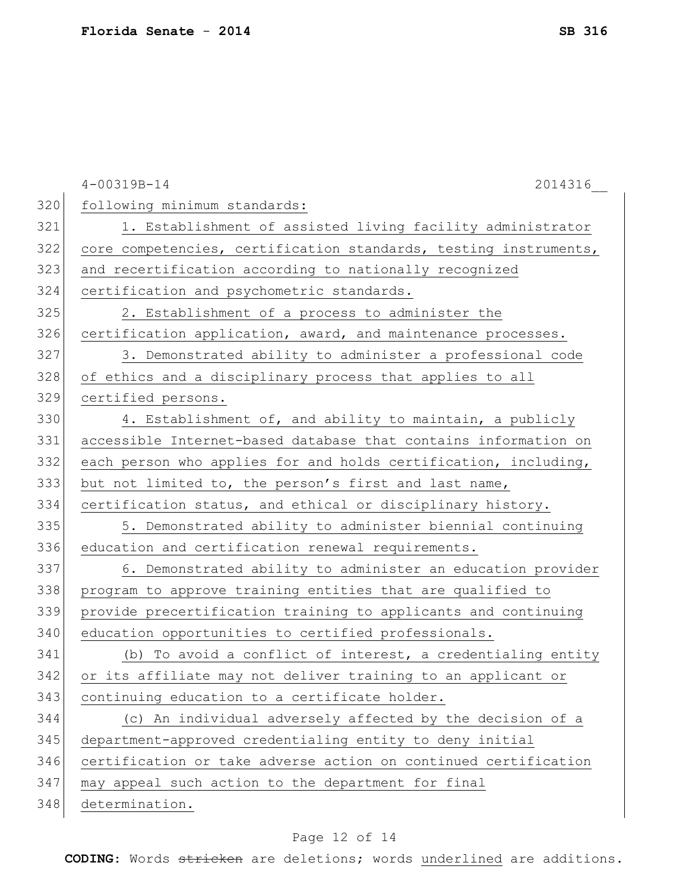following minimum standards:

1. Establishment of assisted living facility administrator core competencies, certification standards, testing instruments, and recertification according to nationally recognized certification and psychometric standards.

2. Establishment of a process to administer the certification application, award, and maintenance processes.

3. Demonstrated ability to administer a professional code of ethics and a disciplinary process that applies to all certified persons.

4. Establishment of, and ability to maintain, a publicly accessible Internet-based database that contains information on each person who applies for and holds certification, including, but not limited to, the person's first and last name, certification status, and ethical or disciplinary history.

5. Demonstrated ability to administer biennial continuing education and certification renewal requirements.

6. Demonstrated ability to administer an education provider program to approve training entities that are qualified to provide precertification training to applicants and continuing education opportunities to certified professionals.

(b) To avoid a conflict of interest, a credentialing entity or its affiliate may not deliver training to an applicant or continuing education to a certificate holder.

(c) An individual adversely affected by the decision of a department-approved credentialing entity to deny initial certification or take adverse action on continued certification may appeal such action to the department for final determination.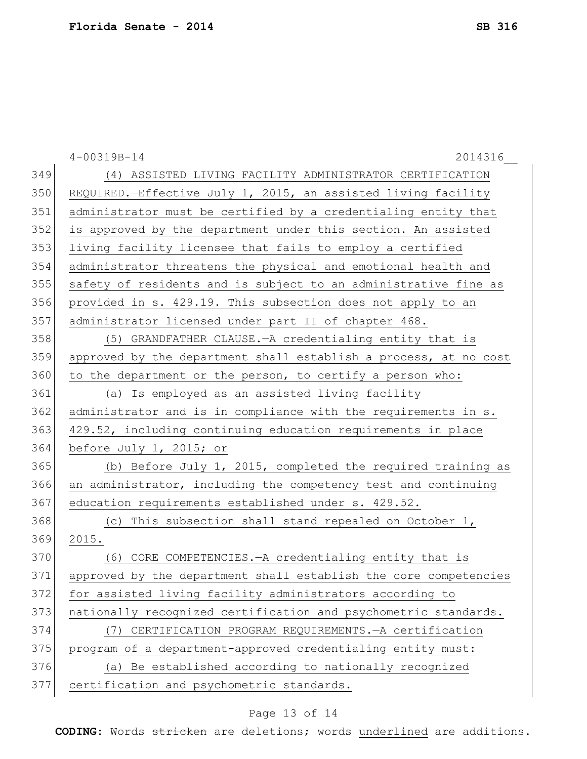(4) ASSISTED LIVING FACILITY ADMINISTRATOR CERTIFICATION REQUIRED.—Effective July 1, 2015, an assisted living facility administrator must be certified by a credentialing entity that is approved by the department under this section. An assisted living facility licensee that fails to employ a certified administrator threatens the physical and emotional health and safety of residents and is subject to an administrative fine as provided in s. 429.19. This subsection does not apply to an administrator licensed under part II of chapter 468.

(5) GRANDFATHER CLAUSE.—A credentialing entity that is approved by the department shall establish a process, at no cost to the department or the person, to certify a person who:

(a) Is employed as an assisted living facility administrator and is in compliance with the requirements in s. 429.52, including continuing education requirements in place before July 1, 2015; or

(b) Before July 1, 2015, completed the required training as an administrator, including the competency test and continuing education requirements established under s. 429.52.

(c) This subsection shall stand repealed on October 1, 2015.

(6) CORE COMPETENCIES.—A credentialing entity that is approved by the department shall establish the core competencies for assisted living facility administrators according to nationally recognized certification and psychometric standards.

(7) CERTIFICATION PROGRAM REQUIREMENTS.—A certification program of a department-approved credentialing entity must:

(a) Be established according to nationally recognized certification and psychometric standards.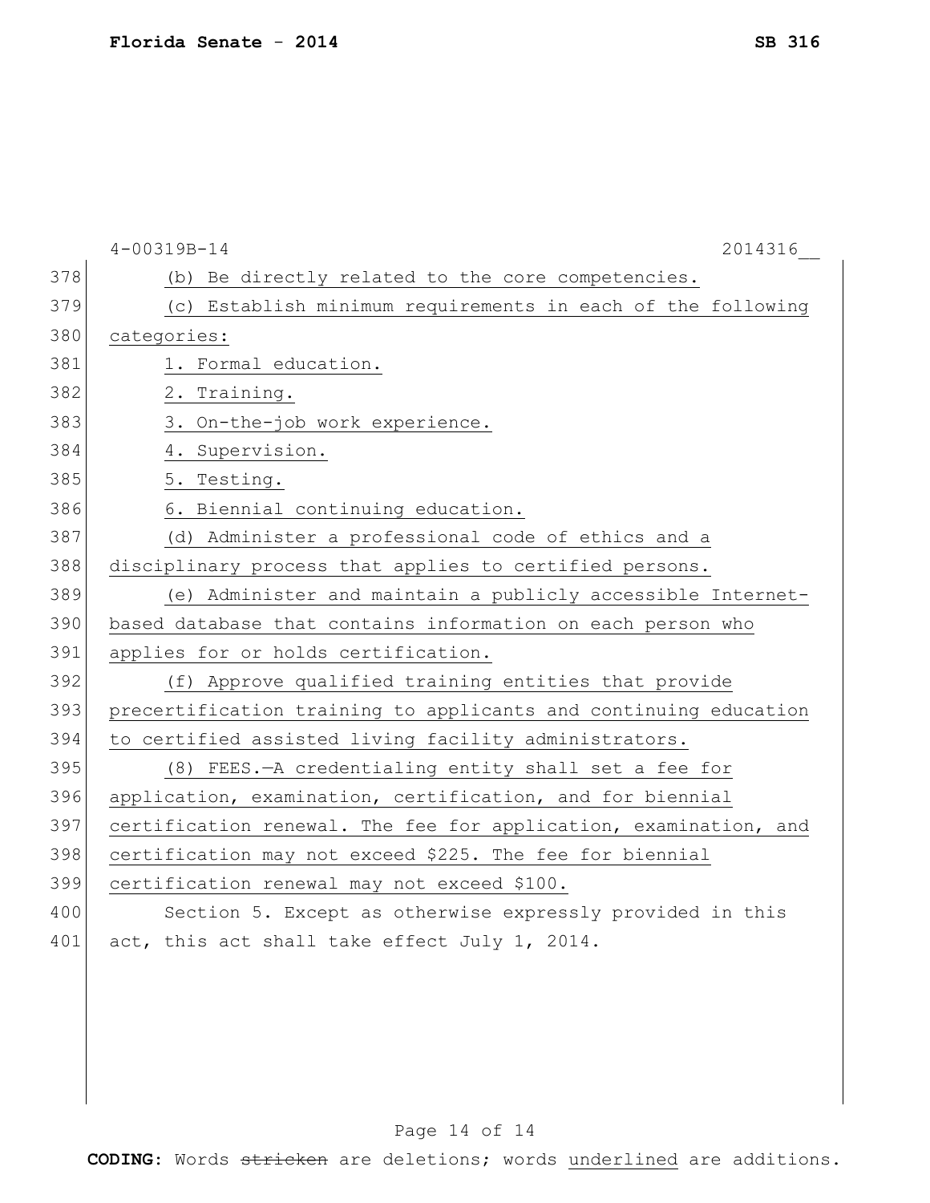(b) Be directly related to the core competencies.

(c) Establish minimum requirements in each of the following categories:

1. Formal education.
2. Training.
3. On-the-job work experience.
4. Supervision.
5. Testing.
6. Biennial continuing education.

(d) Administer a professional code of ethics and a disciplinary process that applies to certified persons.

(e) Administer and maintain a publicly accessible Internet-based database that contains information on each person who applies for or holds certification.

(f) Approve qualified training entities that provide precertification training to applicants and continuing education to certified assisted living facility administrators.

(8) FEES.—A credentialing entity shall set a fee for application, examination, certification, and for biennial certification renewal. The fee for application, examination, and certification may not exceed $225. The fee for biennial certification renewal may not exceed $100.

Section 5. Except as otherwise expressly provided in this act, this act shall take effect July 1, 2014.